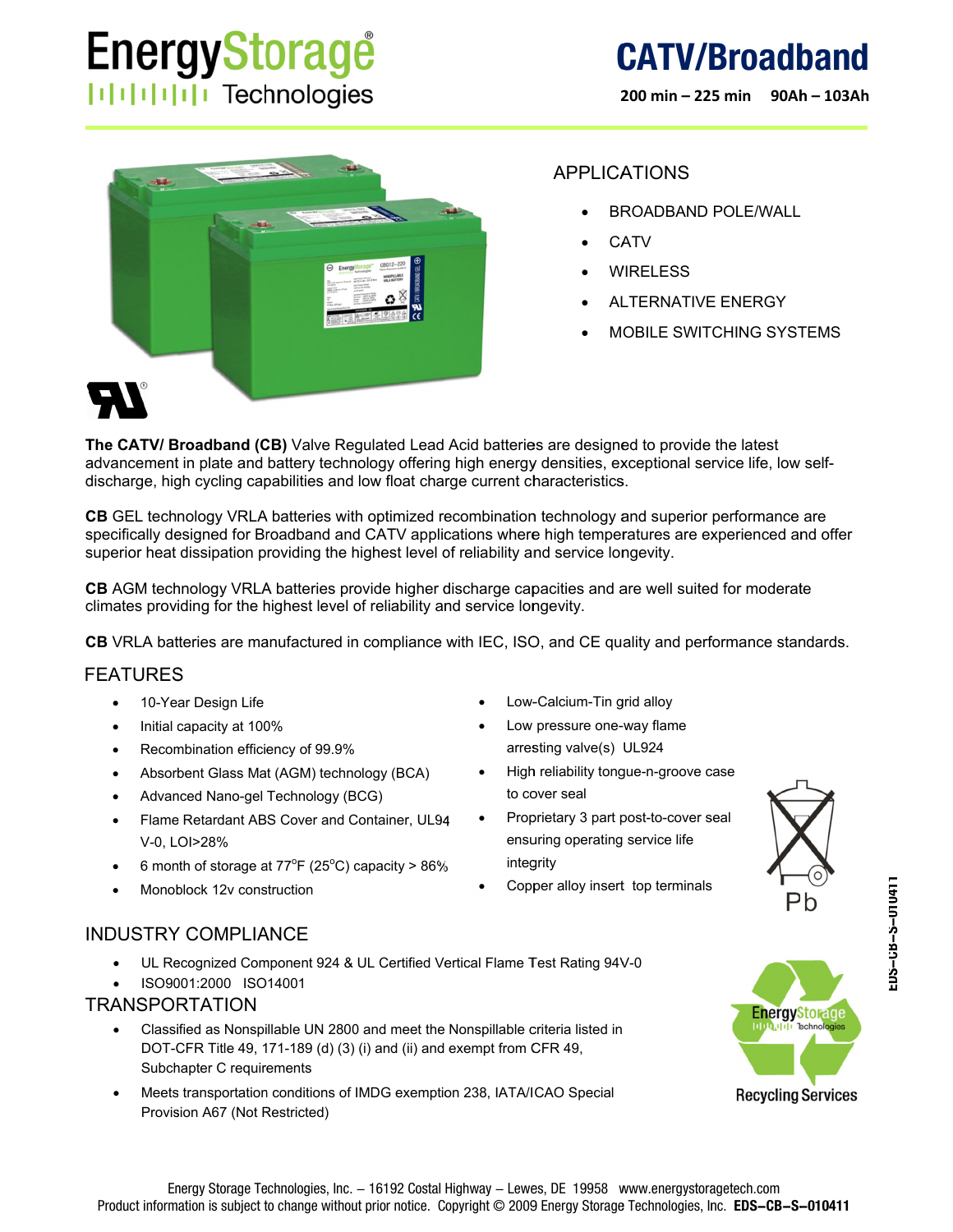# EnergyStorage Technologies

# CATV/Broadband

**200 min – 225 min    90Ah – 103Ah**

## APPLICATIONS

- BROADBAND POLE/WALL
- CATV
- WIRELESS
- ALTERNATIVE ENERGY
- MOBILE SWITCHING SYSTEMS

**The CATV/ Broadband (CB)** Valve Regulated Lead Acid batteries are designed to provide the latest advancement in plate and battery technology offering high energy densities, exceptional service life, low self-discharge, high cycling capabilities and low float charge current characteristics.

**CB** GEL technology VRLA batteries with optimized recombination technology and superior performance are specifically designed for Broadband and CATV applications where high temperatures are experienced and offer superior heat dissipation providing the highest level of reliability and service longevity.

**CB** AGM technology VRLA batteries provide higher discharge capacities and are well suited for moderate climates providing for the highest level of reliability and service longevity.

**CB** VRLA batteries are manufactured in compliance with IEC, ISO, and CE quality and performance standards.

## FEATURES

- 10-Year Design Life
- Initial capacity at 100%
- Recombination efficiency of 99.9%
- Absorbent Glass Mat (AGM) technology (BCA)
- Advanced Nano-gel Technology (BCG)
- Flame Retardant ABS Cover and Container, UL94 V-0, LOI>28%
- 6 month of storage at 77°F (25°C) capacity > 86%
- Monoblock 12v construction
- Low-Calcium-Tin grid alloy
- Low pressure one-way flame arresting valve(s) UL924
- High reliability tongue-n-groove case to cover seal
- Proprietary 3 part post-to-cover seal ensuring operating service life integrity
- Copper alloy insert top terminals

Pb

## INDUSTRY COMPLIANCE

- UL Recognized Component 924 & UL Certified Vertical Flame Test Rating 94V-0
- ISO9001:2000 ISO14001

## TRANSPORTATION

- Classified as Nonspillable UN 2800 and meet the Nonspillable criteria listed in DOT-CFR Title 49, 171-189 (d) (3) (i) and (ii) and exempt from CFR 49, Subchapter C requirements
- Meets transportation conditions of IMDG exemption 238, IATA/ICAO Special Provision A67 (Not Restricted)

EnergyStorage Technologies Recycling Services

Energy Storage Technologies, Inc. – 16192 Costal Highway – Lewes, DE 19958 www.energystoragetech.com
Product information is subject to change without prior notice. Copyright © 2009 Energy Storage Technologies, Inc. **EDS–CB–S–010411**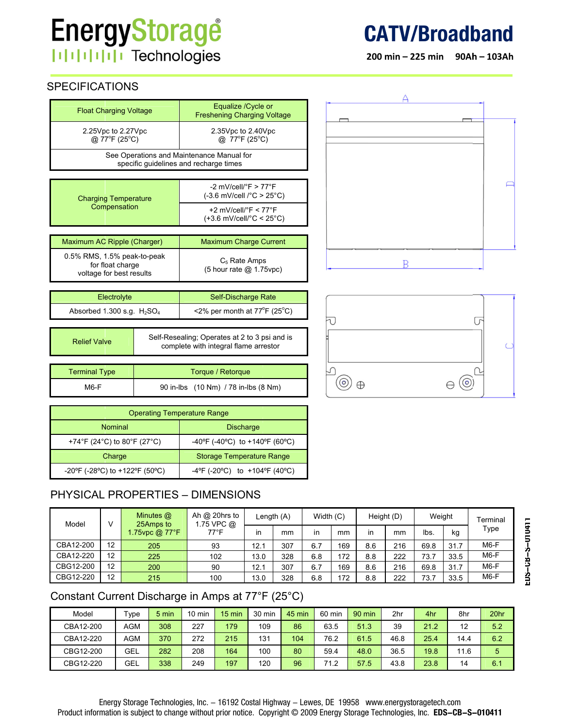# EnergyStorage Technologies

# CATV/Broadband

**200 min – 225 min 90Ah – 103Ah**

## SPECIFICATIONS

| Float Charging Voltage | Equalize /Cycle or Freshening Charging Voltage |
|---|---|
| 2.25Vpc to 2.27Vpc @ 77°F (25°C) | 2.35Vpc to 2.40Vpc @ 77°F (25°C) |
| See Operations and Maintenance Manual for specific guidelines and recharge times | |

| | |
|---|---|
| Charging Temperature Compensation | -2 mV/cell/°F > 77°F (-3.6 mV/cell /°C > 25°C) |
| | +2 mV/cell/°F < 77°F (+3.6 mV/cell/°C < 25°C) |

| Maximum AC Ripple (Charger) | Maximum Charge Current |
|---|---|
| 0.5% RMS, 1.5% peak-to-peak for float charge voltage for best results | $C_5$ Rate Amps (5 hour rate @ 1.75vpc) |

| Electrolyte | Self-Discharge Rate |
|---|---|
| Absorbed 1.300 s.g. $H_2SO_4$ | <2% per month at 77°F (25°C) |

| | |
|---|---|
| Relief Valve | Self-Resealing; Operates at 2 to 3 psi and is complete with integral flame arrestor |

| Terminal Type | Torque / Retorque |
|---|---|
| M6-F | 90 in-lbs (10 Nm) / 78 in-lbs (8 Nm) |

| Operating Temperature Range | |
|---|---|
| Nominal | Discharge |
| +74°F (24°C) to 80°F (27°C) | -40ºF (-40ºC) to +140ºF (60ºC) |
| Charge | Storage Temperature Range |
| -20ºF (-28ºC) to +122ºF (50ºC) | -4ºF (-20ºC) to +104ºF (40ºC) |

A

D

B

C

## PHYSICAL PROPERTIES – DIMENSIONS

| Model | V | Minutes @ 25Amps to 1.75vpc @ 77°F | Ah @ 20hrs to 1.75 VPC @ 77°F | Length (A) | | Width (C) | | Height (D) | | Weight | | Terminal Type |
|---|---|---|---|---|---|---|---|---|---|---|---|---|
| | | | | in | mm | in | mm | in | mm | lbs. | kg | |
| CBA12-200 | 12 | 205 | 93 | 12.1 | 307 | 6.7 | 169 | 8.6 | 216 | 69.8 | 31.7 | M6-F |
| CBA12-220 | 12 | 225 | 102 | 13.0 | 328 | 6.8 | 172 | 8.8 | 222 | 73.7 | 33.5 | M6-F |
| CBG12-200 | 12 | 200 | 90 | 12.1 | 307 | 6.7 | 169 | 8.6 | 216 | 69.8 | 31.7 | M6-F |
| CBG12-220 | 12 | 215 | 100 | 13.0 | 328 | 6.8 | 172 | 8.8 | 222 | 73.7 | 33.5 | M6-F |

EDS-CB-S-010411

## Constant Current Discharge in Amps at 77°F (25°C)

| Model | Type | 5 min | 10 min | 15 min | 30 min | 45 min | 60 min | 90 min | 2hr | 4hr | 8hr | 20hr |
|---|---|---|---|---|---|---|---|---|---|---|---|---|
| CBA12-200 | AGM | 308 | 227 | 179 | 109 | 86 | 63.5 | 51.3 | 39 | 21.2 | 12 | 5.2 |
| CBA12-220 | AGM | 370 | 272 | 215 | 131 | 104 | 76.2 | 61.5 | 46.8 | 25.4 | 14.4 | 6.2 |
| CBG12-200 | GEL | 282 | 208 | 164 | 100 | 80 | 59.4 | 48.0 | 36.5 | 19.8 | 11.6 | 5 |
| CBG12-220 | GEL | 338 | 249 | 197 | 120 | 96 | 71.2 | 57.5 | 43.8 | 23.8 | 14 | 6.1 |

Energy Storage Technologies, Inc. – 16192 Costal Highway – Lewes, DE 19958 www.energystoragetech.com
Product information is subject to change without prior notice. Copyright © 2009 Energy Storage Technologies, Inc. **EDS–CB–S–010411**